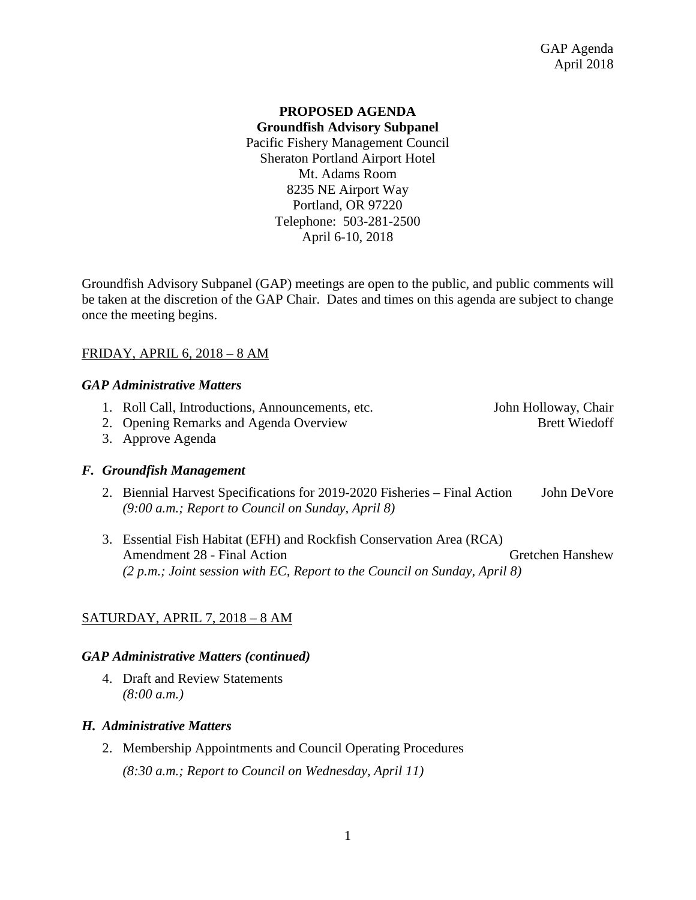**PROPOSED AGENDA**
**Groundfish Advisory Subpanel**
Pacific Fishery Management Council
Sheraton Portland Airport Hotel
Mt. Adams Room
8235 NE Airport Way
Portland, OR 97220
Telephone: 503-281-2500
April 6-10, 2018

Groundfish Advisory Subpanel (GAP) meetings are open to the public, and public comments will be taken at the discretion of the GAP Chair. Dates and times on this agenda are subject to change once the meeting begins.

FRIDAY, APRIL 6, 2018 – 8 AM

***GAP Administrative Matters***

1. Roll Call, Introductions, Announcements, etc. — John Holloway, Chair
2. Opening Remarks and Agenda Overview — Brett Wiedoff
3. Approve Agenda

***F. Groundfish Management***

2. Biennial Harvest Specifications for 2019-2020 Fisheries – Final Action — John DeVore
   *(9:00 a.m.; Report to Council on Sunday, April 8)*

3. Essential Fish Habitat (EFH) and Rockfish Conservation Area (RCA) Amendment 28 - Final Action — Gretchen Hanshew
   *(2 p.m.; Joint session with EC, Report to the Council on Sunday, April 8)*

SATURDAY, APRIL 7, 2018 – 8 AM

***GAP Administrative Matters (continued)***

4. Draft and Review Statements
   *(8:00 a.m.)*

***H. Administrative Matters***

2. Membership Appointments and Council Operating Procedures
   *(8:30 a.m.; Report to Council on Wednesday, April 11)*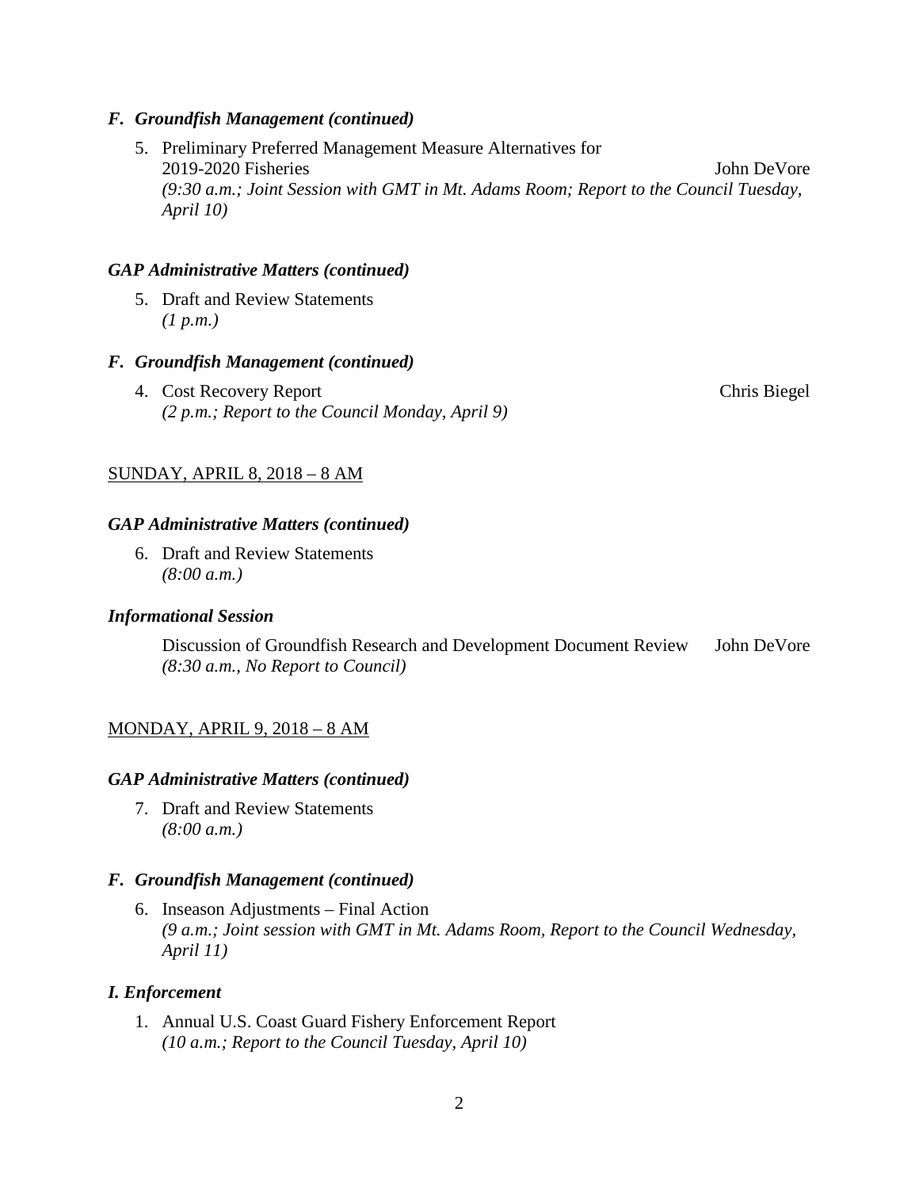### *F. Groundfish Management (continued)*

5. Preliminary Preferred Management Measure Alternatives for 2019-2020 Fisheries — John DeVore
   *(9:30 a.m.; Joint Session with GMT in Mt. Adams Room; Report to the Council Tuesday, April 10)*

### *GAP Administrative Matters (continued)*

5. Draft and Review Statements
   *(1 p.m.)*

### *F. Groundfish Management (continued)*

4. Cost Recovery Report — Chris Biegel
   *(2 p.m.; Report to the Council Monday, April 9)*

## <u>SUNDAY, APRIL 8, 2018 – 8 AM</u>

### *GAP Administrative Matters (continued)*

6. Draft and Review Statements
   *(8:00 a.m.)*

### *Informational Session*

Discussion of Groundfish Research and Development Document Review — John DeVore
*(8:30 a.m., No Report to Council)*

## <u>MONDAY, APRIL 9, 2018 – 8 AM</u>

### *GAP Administrative Matters (continued)*

7. Draft and Review Statements
   *(8:00 a.m.)*

### *F. Groundfish Management (continued)*

6. Inseason Adjustments – Final Action
   *(9 a.m.; Joint session with GMT in Mt. Adams Room, Report to the Council Wednesday, April 11)*

### *I. Enforcement*

1. Annual U.S. Coast Guard Fishery Enforcement Report
   *(10 a.m.; Report to the Council Tuesday, April 10)*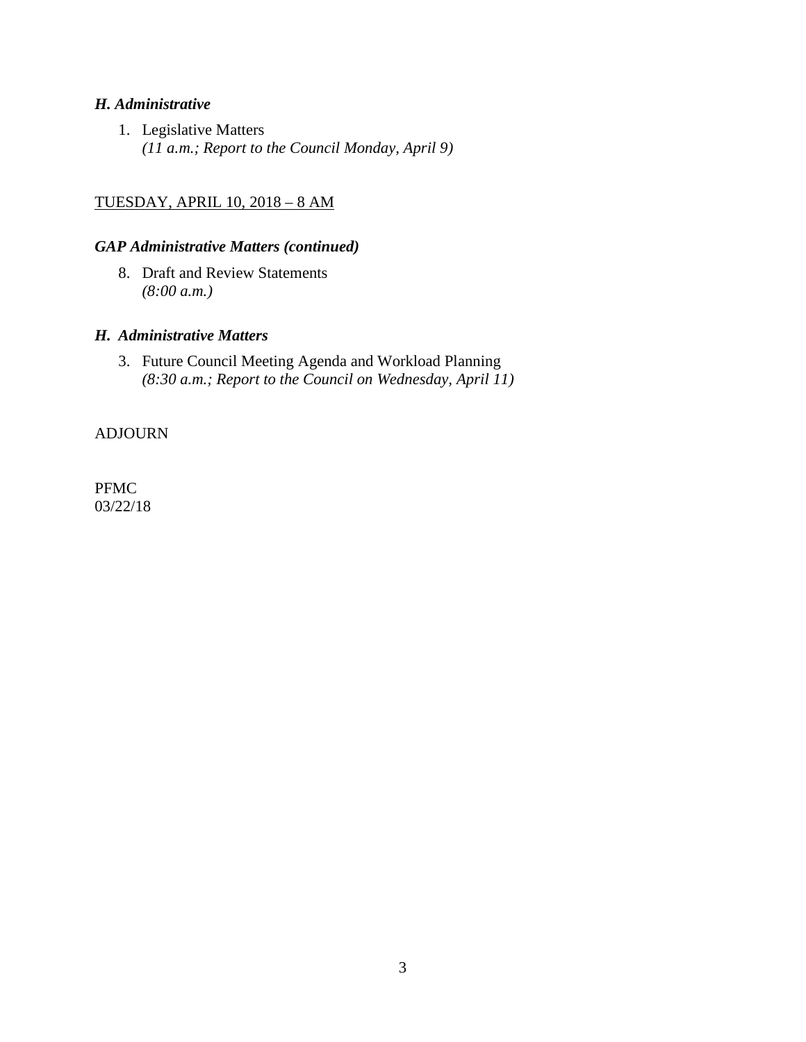***H. Administrative***

1. Legislative Matters
   *(11 a.m.; Report to the Council Monday, April 9)*

<u>TUESDAY, APRIL 10, 2018 – 8 AM</u>

***GAP Administrative Matters (continued)***

8. Draft and Review Statements
   *(8:00 a.m.)*

***H. Administrative Matters***

3. Future Council Meeting Agenda and Workload Planning
   *(8:30 a.m.; Report to the Council on Wednesday, April 11)*

ADJOURN

PFMC
03/22/18